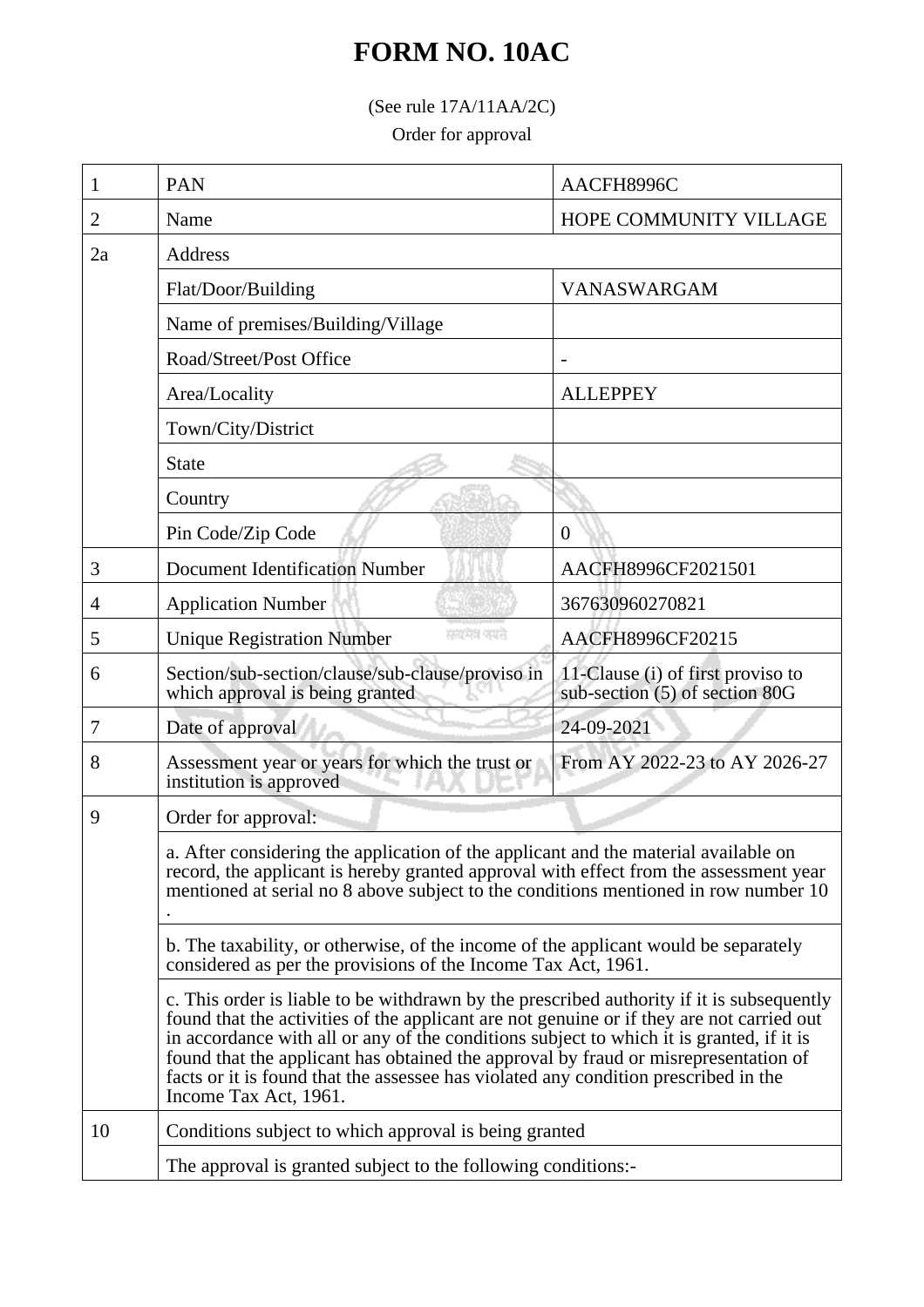# FORM NO. 10AC

(See rule 17A/11AA/2C)

Order for approval

| 1 | PAN | AACFH8996C |
|---|---|---|
| 2 | Name | HOPE COMMUNITY VILLAGE |
| 2a | Address | |
| | Flat/Door/Building | VANASWARGAM |
| | Name of premises/Building/Village | |
| | Road/Street/Post Office | - |
| | Area/Locality | ALLEPPEY |
| | Town/City/District | |
| | State | |
| | Country | |
| | Pin Code/Zip Code | 0 |
| 3 | Document Identification Number | AACFH8996CF2021501 |
| 4 | Application Number | 367630960270821 |
| 5 | Unique Registration Number | AACFH8996CF20215 |
| 6 | Section/sub-section/clause/sub-clause/proviso in which approval is being granted | 11-Clause (i) of first proviso to sub-section (5) of section 80G |
| 7 | Date of approval | 24-09-2021 |
| 8 | Assessment year or years for which the trust or institution is approved | From AY 2022-23 to AY 2026-27 |
| 9 | Order for approval: | |
| | a. After considering the application of the applicant and the material available on record, the applicant is hereby granted approval with effect from the assessment year mentioned at serial no 8 above subject to the conditions mentioned in row number 10 . | |
| | b. The taxability, or otherwise, of the income of the applicant would be separately considered as per the provisions of the Income Tax Act, 1961. | |
| | c. This order is liable to be withdrawn by the prescribed authority if it is subsequently found that the activities of the applicant are not genuine or if they are not carried out in accordance with all or any of the conditions subject to which it is granted, if it is found that the applicant has obtained the approval by fraud or misrepresentation of facts or it is found that the assessee has violated any condition prescribed in the Income Tax Act, 1961. | |
| 10 | Conditions subject to which approval is being granted | |
| | The approval is granted subject to the following conditions:- | |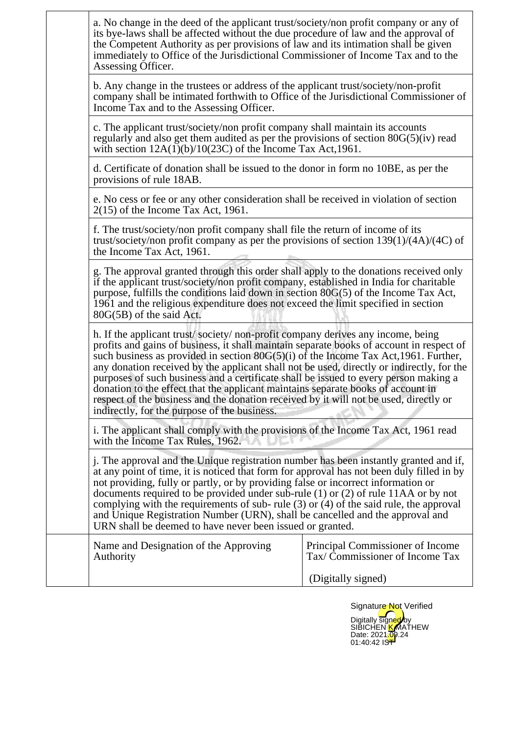| | | |
|---|---|---|
| | a. No change in the deed of the applicant trust/society/non profit company or any of its bye-laws shall be affected without the due procedure of law and the approval of the Competent Authority as per provisions of law and its intimation shall be given immediately to Office of the Jurisdictional Commissioner of Income Tax and to the Assessing Officer. | |
| | b. Any change in the trustees or address of the applicant trust/society/non-profit company shall be intimated forthwith to Office of the Jurisdictional Commissioner of Income Tax and to the Assessing Officer. | |
| | c. The applicant trust/society/non profit company shall maintain its accounts regularly and also get them audited as per the provisions of section 80G(5)(iv) read with section 12A(1)(b)/10(23C) of the Income Tax Act,1961. | |
| | d. Certificate of donation shall be issued to the donor in form no 10BE, as per the provisions of rule 18AB. | |
| | e. No cess or fee or any other consideration shall be received in violation of section 2(15) of the Income Tax Act, 1961. | |
| | f. The trust/society/non profit company shall file the return of income of its trust/society/non profit company as per the provisions of section 139(1)/(4A)/(4C) of the Income Tax Act, 1961. | |
| | g. The approval granted through this order shall apply to the donations received only if the applicant trust/society/non profit company, established in India for charitable purpose, fulfills the conditions laid down in section 80G(5) of the Income Tax Act, 1961 and the religious expenditure does not exceed the limit specified in section 80G(5B) of the said Act. | |
| | h. If the applicant trust/ society/ non-profit company derives any income, being profits and gains of business, it shall maintain separate books of account in respect of such business as provided in section 80G(5)(i) of the Income Tax Act,1961. Further, any donation received by the applicant shall not be used, directly or indirectly, for the purposes of such business and a certificate shall be issued to every person making a donation to the effect that the applicant maintains separate books of account in respect of the business and the donation received by it will not be used, directly or indirectly, for the purpose of the business. | |
| | i. The applicant shall comply with the provisions of the Income Tax Act, 1961 read with the Income Tax Rules, 1962. | |
| | j. The approval and the Unique registration number has been instantly granted and if, at any point of time, it is noticed that form for approval has not been duly filled in by not providing, fully or partly, or by providing false or incorrect information or documents required to be provided under sub-rule (1) or (2) of rule 11AA or by not complying with the requirements of sub- rule (3) or (4) of the said rule, the approval and Unique Registration Number (URN), shall be cancelled and the approval and URN shall be deemed to have never been issued or granted. | |
| | Name and Designation of the Approving Authority | Principal Commissioner of Income Tax/ Commissioner of Income Tax |
| | | (Digitally signed) |

Signature Not Verified
Digitally signed by SIBICHEN K MATHEW
Date: 2021.09.24 01:40:42 IST